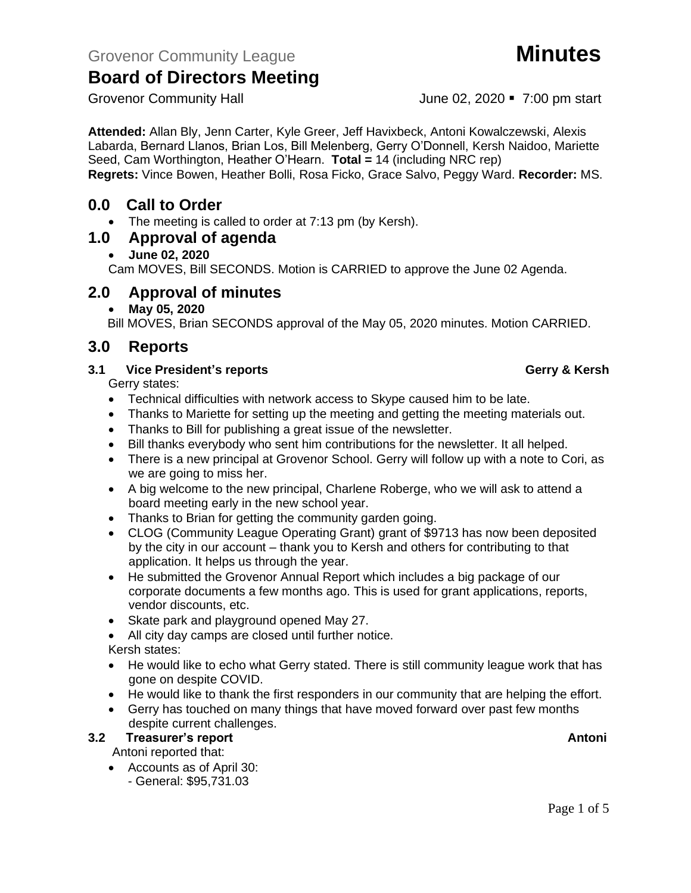Grovenor Community League **Minutes**

# Board of Directors Meeting

Grovenor Community Hall June 02, 2020 ▪ 7:00 pm start

**Attended:** Allan Bly, Jenn Carter, Kyle Greer, Jeff Havixbeck, Antoni Kowalczewski, Alexis Labarda, Bernard Llanos, Brian Los, Bill Melenberg, Gerry O'Donnell, Kersh Naidoo, Mariette Seed, Cam Worthington, Heather O'Hearn. **Total =** 14 (including NRC rep)
**Regrets:** Vince Bowen, Heather Bolli, Rosa Ficko, Grace Salvo, Peggy Ward. **Recorder:** MS.

## 0.0 Call to Order

- The meeting is called to order at 7:13 pm (by Kersh).

## 1.0 Approval of agenda

- **June 02, 2020**

Cam MOVES, Bill SECONDS. Motion is CARRIED to approve the June 02 Agenda.

## 2.0 Approval of minutes

- **May 05, 2020**

Bill MOVES, Brian SECONDS approval of the May 05, 2020 minutes. Motion CARRIED.

## 3.0 Reports

### 3.1 Vice President's reports — Gerry & Kersh

Gerry states:

- Technical difficulties with network access to Skype caused him to be late.
- Thanks to Mariette for setting up the meeting and getting the meeting materials out.
- Thanks to Bill for publishing a great issue of the newsletter.
- Bill thanks everybody who sent him contributions for the newsletter. It all helped.
- There is a new principal at Grovenor School. Gerry will follow up with a note to Cori, as we are going to miss her.
- A big welcome to the new principal, Charlene Roberge, who we will ask to attend a board meeting early in the new school year.
- Thanks to Brian for getting the community garden going.
- CLOG (Community League Operating Grant) grant of $9713 has now been deposited by the city in our account – thank you to Kersh and others for contributing to that application. It helps us through the year.
- He submitted the Grovenor Annual Report which includes a big package of our corporate documents a few months ago. This is used for grant applications, reports, vendor discounts, etc.
- Skate park and playground opened May 27.
- All city day camps are closed until further notice.

Kersh states:

- He would like to echo what Gerry stated. There is still community league work that has gone on despite COVID.
- He would like to thank the first responders in our community that are helping the effort.
- Gerry has touched on many things that have moved forward over past few months despite current challenges.

### 3.2 Treasurer's report — Antoni

Antoni reported that:

- Accounts as of April 30:
  - General: $95,731.03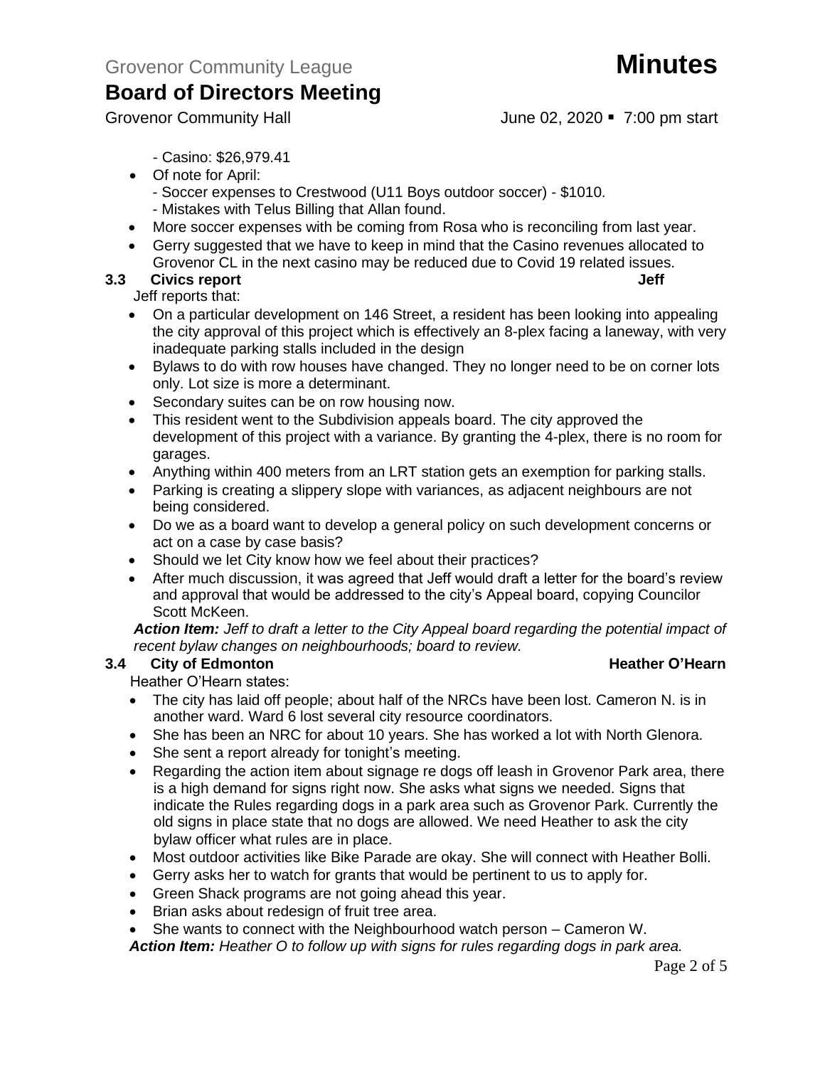- Casino: $26,979.41

- Of note for April:
  - Soccer expenses to Crestwood (U11 Boys outdoor soccer) - $1010.
  - Mistakes with Telus Billing that Allan found.
- More soccer expenses with be coming from Rosa who is reconciling from last year.
- Gerry suggested that we have to keep in mind that the Casino revenues allocated to Grovenor CL in the next casino may be reduced due to Covid 19 related issues.

### 3.3 Civics report — Jeff

Jeff reports that:

- On a particular development on 146 Street, a resident has been looking into appealing the city approval of this project which is effectively an 8-plex facing a laneway, with very inadequate parking stalls included in the design
- Bylaws to do with row houses have changed. They no longer need to be on corner lots only. Lot size is more a determinant.
- Secondary suites can be on row housing now.
- This resident went to the Subdivision appeals board. The city approved the development of this project with a variance. By granting the 4-plex, there is no room for garages.
- Anything within 400 meters from an LRT station gets an exemption for parking stalls.
- Parking is creating a slippery slope with variances, as adjacent neighbours are not being considered.
- Do we as a board want to develop a general policy on such development concerns or act on a case by case basis?
- Should we let City know how we feel about their practices?
- After much discussion, it was agreed that Jeff would draft a letter for the board's review and approval that would be addressed to the city's Appeal board, copying Councilor Scott McKeen.

***Action Item:*** *Jeff to draft a letter to the City Appeal board regarding the potential impact of recent bylaw changes on neighbourhoods; board to review.*

### 3.4 City of Edmonton — Heather O'Hearn

Heather O'Hearn states:

- The city has laid off people; about half of the NRCs have been lost. Cameron N. is in another ward. Ward 6 lost several city resource coordinators.
- She has been an NRC for about 10 years. She has worked a lot with North Glenora.
- She sent a report already for tonight's meeting.
- Regarding the action item about signage re dogs off leash in Grovenor Park area, there is a high demand for signs right now. She asks what signs we needed. Signs that indicate the Rules regarding dogs in a park area such as Grovenor Park. Currently the old signs in place state that no dogs are allowed. We need Heather to ask the city bylaw officer what rules are in place.
- Most outdoor activities like Bike Parade are okay. She will connect with Heather Bolli.
- Gerry asks her to watch for grants that would be pertinent to us to apply for.
- Green Shack programs are not going ahead this year.
- Brian asks about redesign of fruit tree area.
- She wants to connect with the Neighbourhood watch person – Cameron W.

***Action Item:*** *Heather O to follow up with signs for rules regarding dogs in park area.*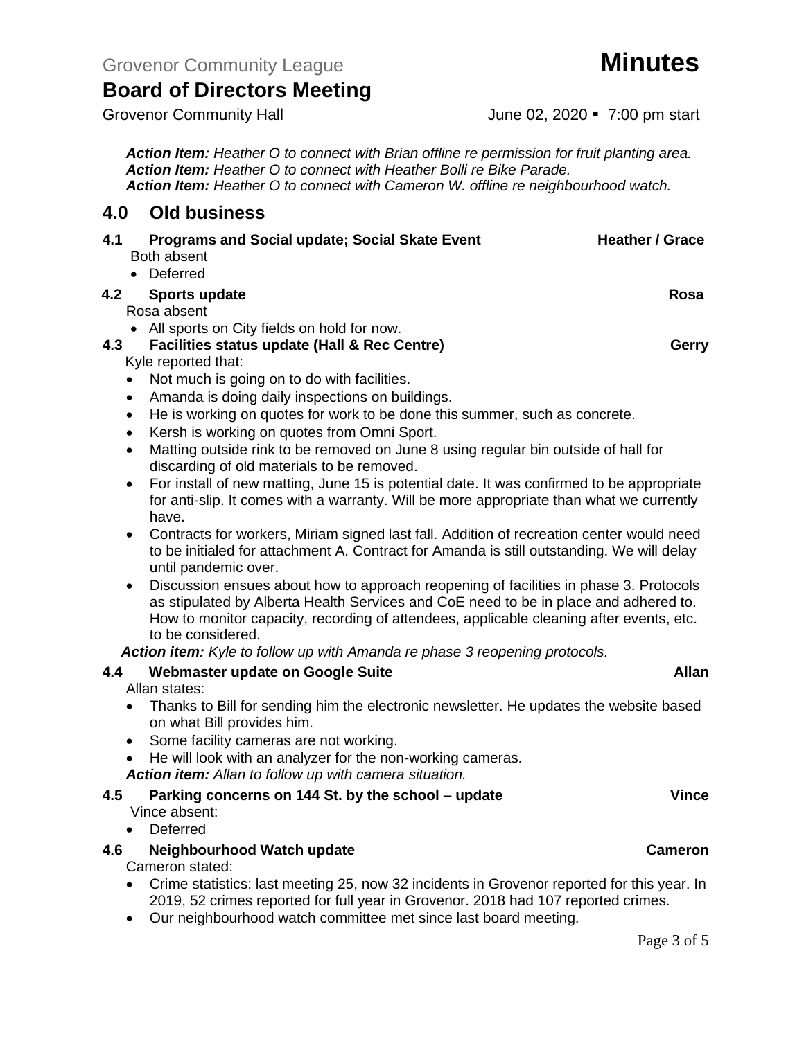*Action Item:* Heather O to connect with Brian offline re permission for fruit planting area.
***Action Item:*** *Heather O to connect with Heather Bolli re Bike Parade.*
***Action Item:*** *Heather O to connect with Cameron W. offline re neighbourhood watch.*

## 4.0 Old business

**4.1 Programs and Social update; Social Skate Event** **Heather / Grace**

Both absent

- Deferred

**4.2 Sports update** **Rosa**

Rosa absent

- All sports on City fields on hold for now.

**4.3 Facilities status update (Hall & Rec Centre)** **Gerry**

Kyle reported that:

- Not much is going on to do with facilities.
- Amanda is doing daily inspections on buildings.
- He is working on quotes for work to be done this summer, such as concrete.
- Kersh is working on quotes from Omni Sport.
- Matting outside rink to be removed on June 8 using regular bin outside of hall for discarding of old materials to be removed.
- For install of new matting, June 15 is potential date. It was confirmed to be appropriate for anti-slip. It comes with a warranty. Will be more appropriate than what we currently have.
- Contracts for workers, Miriam signed last fall. Addition of recreation center would need to be initialed for attachment A. Contract for Amanda is still outstanding. We will delay until pandemic over.
- Discussion ensues about how to approach reopening of facilities in phase 3. Protocols as stipulated by Alberta Health Services and CoE need to be in place and adhered to. How to monitor capacity, recording of attendees, applicable cleaning after events, etc. to be considered.

***Action item:*** *Kyle to follow up with Amanda re phase 3 reopening protocols.*

**4.4 Webmaster update on Google Suite** **Allan**

Allan states:

- Thanks to Bill for sending him the electronic newsletter. He updates the website based on what Bill provides him.
- Some facility cameras are not working.
- He will look with an analyzer for the non-working cameras.

***Action item:*** *Allan to follow up with camera situation.*

**4.5 Parking concerns on 144 St. by the school – update** **Vince**

Vince absent:

- Deferred

**4.6 Neighbourhood Watch update** **Cameron**

Cameron stated:

- Crime statistics: last meeting 25, now 32 incidents in Grovenor reported for this year. In 2019, 52 crimes reported for full year in Grovenor. 2018 had 107 reported crimes.
- Our neighbourhood watch committee met since last board meeting.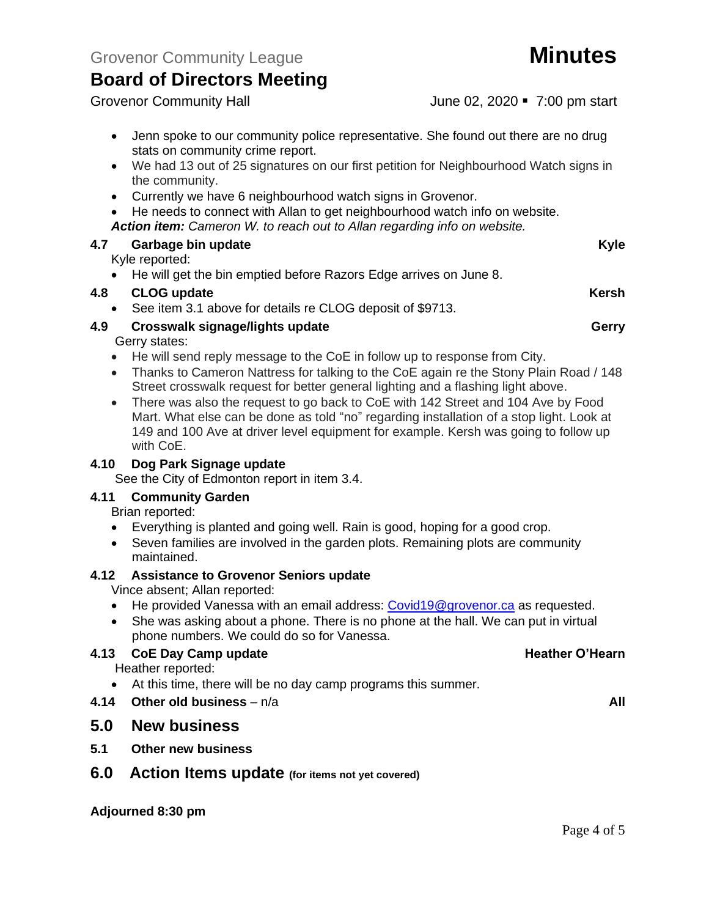- Jenn spoke to our community police representative. She found out there are no drug stats on community crime report.
- We had 13 out of 25 signatures on our first petition for Neighbourhood Watch signs in the community.
- Currently we have 6 neighbourhood watch signs in Grovenor.
- He needs to connect with Allan to get neighbourhood watch info on website.

***Action item:*** *Cameron W. to reach out to Allan regarding info on website.*

### 4.7 Garbage bin update — Kyle

Kyle reported:

- He will get the bin emptied before Razors Edge arrives on June 8.

### 4.8 CLOG update — Kersh

- See item 3.1 above for details re CLOG deposit of $9713.

### 4.9 Crosswalk signage/lights update — Gerry

Gerry states:

- He will send reply message to the CoE in follow up to response from City.
- Thanks to Cameron Nattress for talking to the CoE again re the Stony Plain Road / 148 Street crosswalk request for better general lighting and a flashing light above.
- There was also the request to go back to CoE with 142 Street and 104 Ave by Food Mart. What else can be done as told "no" regarding installation of a stop light. Look at 149 and 100 Ave at driver level equipment for example. Kersh was going to follow up with CoE.

### 4.10 Dog Park Signage update

See the City of Edmonton report in item 3.4.

### 4.11 Community Garden

Brian reported:

- Everything is planted and going well. Rain is good, hoping for a good crop.
- Seven families are involved in the garden plots. Remaining plots are community maintained.

### 4.12 Assistance to Grovenor Seniors update

Vince absent; Allan reported:

- He provided Vanessa with an email address: Covid19@grovenor.ca as requested.
- She was asking about a phone. There is no phone at the hall. We can put in virtual phone numbers. We could do so for Vanessa.

### 4.13 CoE Day Camp update — Heather O'Hearn

Heather reported:

- At this time, there will be no day camp programs this summer.

### 4.14 Other old business – n/a — All

## 5.0 New business

### 5.1 Other new business

## 6.0 Action Items update (for items not yet covered)

**Adjourned 8:30 pm**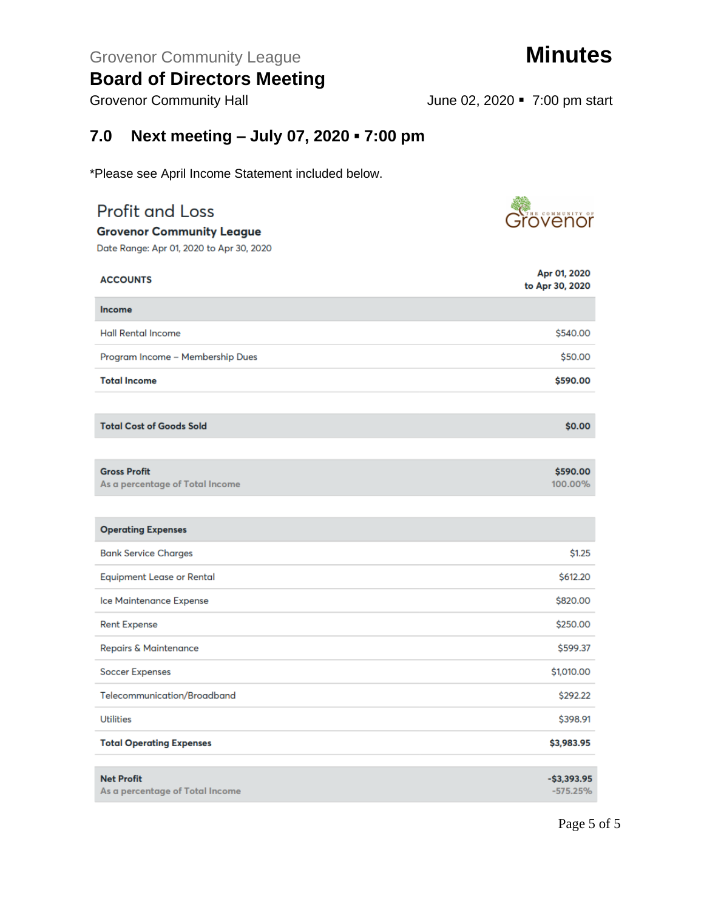Grovenor Community League

# Minutes

## Board of Directors Meeting

Grovenor Community Hall

June 02, 2020 ▪ 7:00 pm start

## 7.0 Next meeting – July 07, 2020 ▪ 7:00 pm

*Please see April Income Statement included below.

### Profit and Loss

**Grovenor Community League**

Date Range: Apr 01, 2020 to Apr 30, 2020

| ACCOUNTS | Apr 01, 2020 to Apr 30, 2020 |
|---|---|
| **Income** | |
| Hall Rental Income | $540.00 |
| Program Income – Membership Dues | $50.00 |
| **Total Income** | **$590.00** |
| **Total Cost of Goods Sold** | **$0.00** |
| **Gross Profit** | **$590.00** |
| As a percentage of Total Income | 100.00% |
| **Operating Expenses** | |
| Bank Service Charges | $1.25 |
| Equipment Lease or Rental | $612.20 |
| Ice Maintenance Expense | $820.00 |
| Rent Expense | $250.00 |
| Repairs & Maintenance | $599.37 |
| Soccer Expenses | $1,010.00 |
| Telecommunication/Broadband | $292.22 |
| Utilities | $398.91 |
| **Total Operating Expenses** | **$3,983.95** |
| **Net Profit** | **-$3,393.95** |
| As a percentage of Total Income | -575.25% |